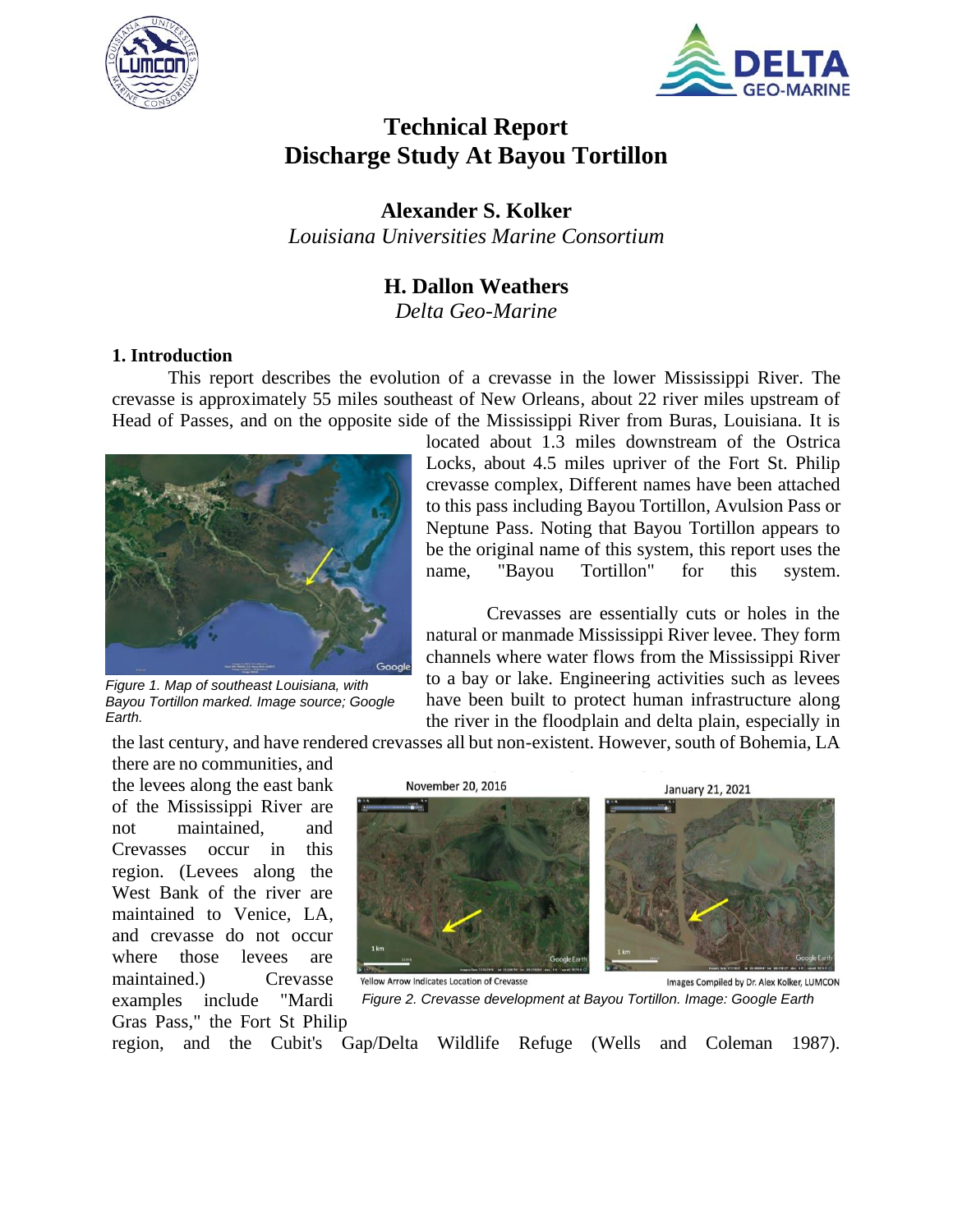# Technical Report
# Discharge Study At Bayou Tortillon

**Alexander S. Kolker**
*Louisiana Universities Marine Consortium*

**H. Dallon Weathers**
*Delta Geo-Marine*

## 1. Introduction

This report describes the evolution of a crevasse in the lower Mississippi River. The crevasse is approximately 55 miles southeast of New Orleans, about 22 river miles upstream of Head of Passes, and on the opposite side of the Mississippi River from Buras, Louisiana. It is located about 1.3 miles downstream of the Ostrica Locks, about 4.5 miles upriver of the Fort St. Philip crevasse complex, Different names have been attached to this pass including Bayou Tortillon, Avulsion Pass or Neptune Pass. Noting that Bayou Tortillon appears to be the original name of this system, this report uses the name, "Bayou Tortillon" for this system.

*Figure 1. Map of southeast Louisiana, with Bayou Tortillon marked. Image source; Google Earth.*

Crevasses are essentially cuts or holes in the natural or manmade Mississippi River levee. They form channels where water flows from the Mississippi River to a bay or lake. Engineering activities such as levees have been built to protect human infrastructure along the river in the floodplain and delta plain, especially in the last century, and have rendered crevasses all but non-existent. However, south of Bohemia, LA there are no communities, and the levees along the east bank of the Mississippi River are not maintained, and Crevasses occur in this region. (Levees along the West Bank of the river are maintained to Venice, LA, and crevasse do not occur where those levees are maintained.) Crevasse examples include "Mardi Gras Pass," the Fort St Philip region, and the Cubit's Gap/Delta Wildlife Refuge (Wells and Coleman 1987).

November 20, 2016 — January 21, 2021

Yellow Arrow Indicates Location of Crevasse — Images Compiled by Dr. Alex Kolker, LUMCON

*Figure 2. Crevasse development at Bayou Tortillon. Image: Google Earth*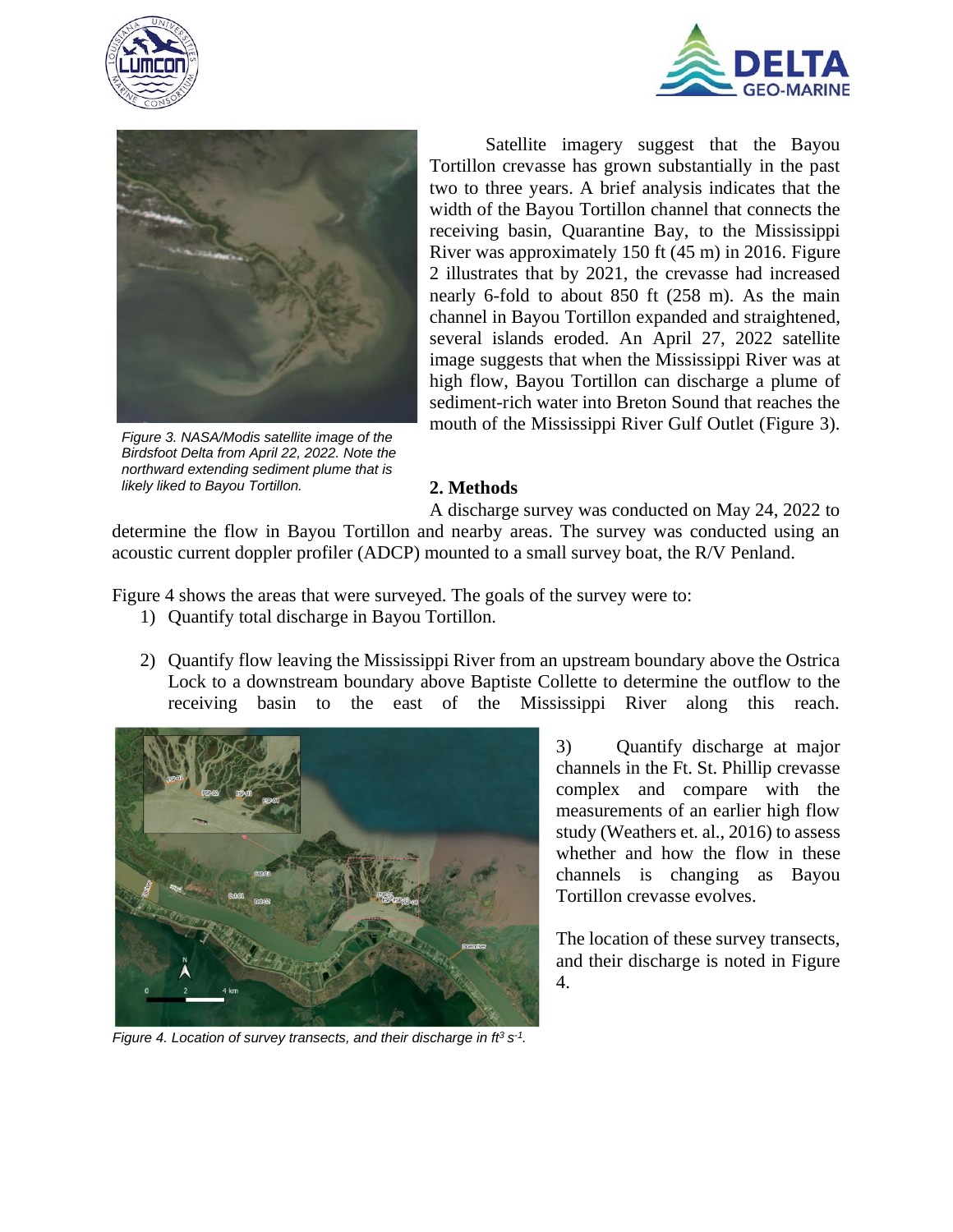Satellite imagery suggest that the Bayou Tortillon crevasse has grown substantially in the past two to three years. A brief analysis indicates that the width of the Bayou Tortillon channel that connects the receiving basin, Quarantine Bay, to the Mississippi River was approximately 150 ft (45 m) in 2016. Figure 2 illustrates that by 2021, the crevasse had increased nearly 6-fold to about 850 ft (258 m). As the main channel in Bayou Tortillon expanded and straightened, several islands eroded. An April 27, 2022 satellite image suggests that when the Mississippi River was at high flow, Bayou Tortillon can discharge a plume of sediment-rich water into Breton Sound that reaches the mouth of the Mississippi River Gulf Outlet (Figure 3).

*Figure 3. NASA/Modis satellite image of the Birdsfoot Delta from April 22, 2022. Note the northward extending sediment plume that is likely liked to Bayou Tortillon.*

## 2. Methods

A discharge survey was conducted on May 24, 2022 to determine the flow in Bayou Tortillon and nearby areas. The survey was conducted using an acoustic current doppler profiler (ADCP) mounted to a small survey boat, the R/V Penland.

Figure 4 shows the areas that were surveyed. The goals of the survey were to:

1) Quantify total discharge in Bayou Tortillon.
2) Quantify flow leaving the Mississippi River from an upstream boundary above the Ostrica Lock to a downstream boundary above Baptiste Collette to determine the outflow to the receiving basin to the east of the Mississippi River along this reach.
3) Quantify discharge at major channels in the Ft. St. Phillip crevasse complex and compare with the measurements of an earlier high flow study (Weathers et. al., 2016) to assess whether and how the flow in these channels is changing as Bayou Tortillon crevasse evolves.

The location of these survey transects, and their discharge is noted in Figure 4.

*Figure 4. Location of survey transects, and their discharge in $ft^3 s^{-1}$.*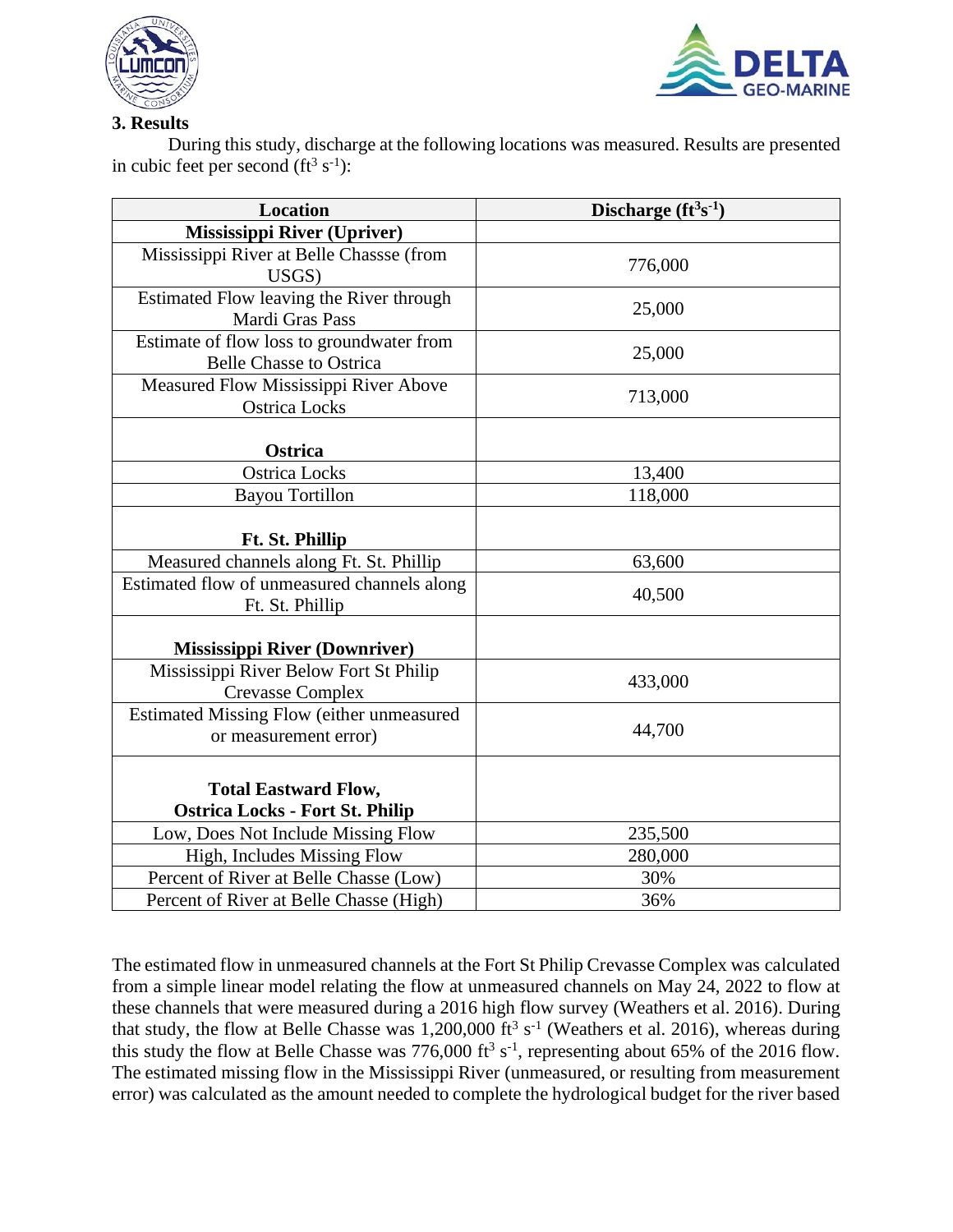### 3. Results

During this study, discharge at the following locations was measured. Results are presented in cubic feet per second ($ft^3\ s^{-1}$):

| Location | Discharge ($ft^3 s^{-1}$) |
|---|---|
| **Mississippi River (Upriver)** | |
| Mississippi River at Belle Chassse (from USGS) | 776,000 |
| Estimated Flow leaving the River through Mardi Gras Pass | 25,000 |
| Estimate of flow loss to groundwater from Belle Chasse to Ostrica | 25,000 |
| Measured Flow Mississippi River Above Ostrica Locks | 713,000 |
| **Ostrica** | |
| Ostrica Locks | 13,400 |
| Bayou Tortillon | 118,000 |
| **Ft. St. Phillip** | |
| Measured channels along Ft. St. Phillip | 63,600 |
| Estimated flow of unmeasured channels along Ft. St. Phillip | 40,500 |
| **Mississippi River (Downriver)** | |
| Mississippi River Below Fort St Philip Crevasse Complex | 433,000 |
| Estimated Missing Flow (either unmeasured or measurement error) | 44,700 |
| **Total Eastward Flow, Ostrica Locks - Fort St. Philip** | |
| Low, Does Not Include Missing Flow | 235,500 |
| High, Includes Missing Flow | 280,000 |
| Percent of River at Belle Chasse (Low) | 30% |
| Percent of River at Belle Chasse (High) | 36% |

The estimated flow in unmeasured channels at the Fort St Philip Crevasse Complex was calculated from a simple linear model relating the flow at unmeasured channels on May 24, 2022 to flow at these channels that were measured during a 2016 high flow survey (Weathers et al. 2016). During that study, the flow at Belle Chasse was 1,200,000 $ft^3\ s^{-1}$ (Weathers et al. 2016), whereas during this study the flow at Belle Chasse was 776,000 $ft^3\ s^{-1}$, representing about 65% of the 2016 flow. The estimated missing flow in the Mississippi River (unmeasured, or resulting from measurement error) was calculated as the amount needed to complete the hydrological budget for the river based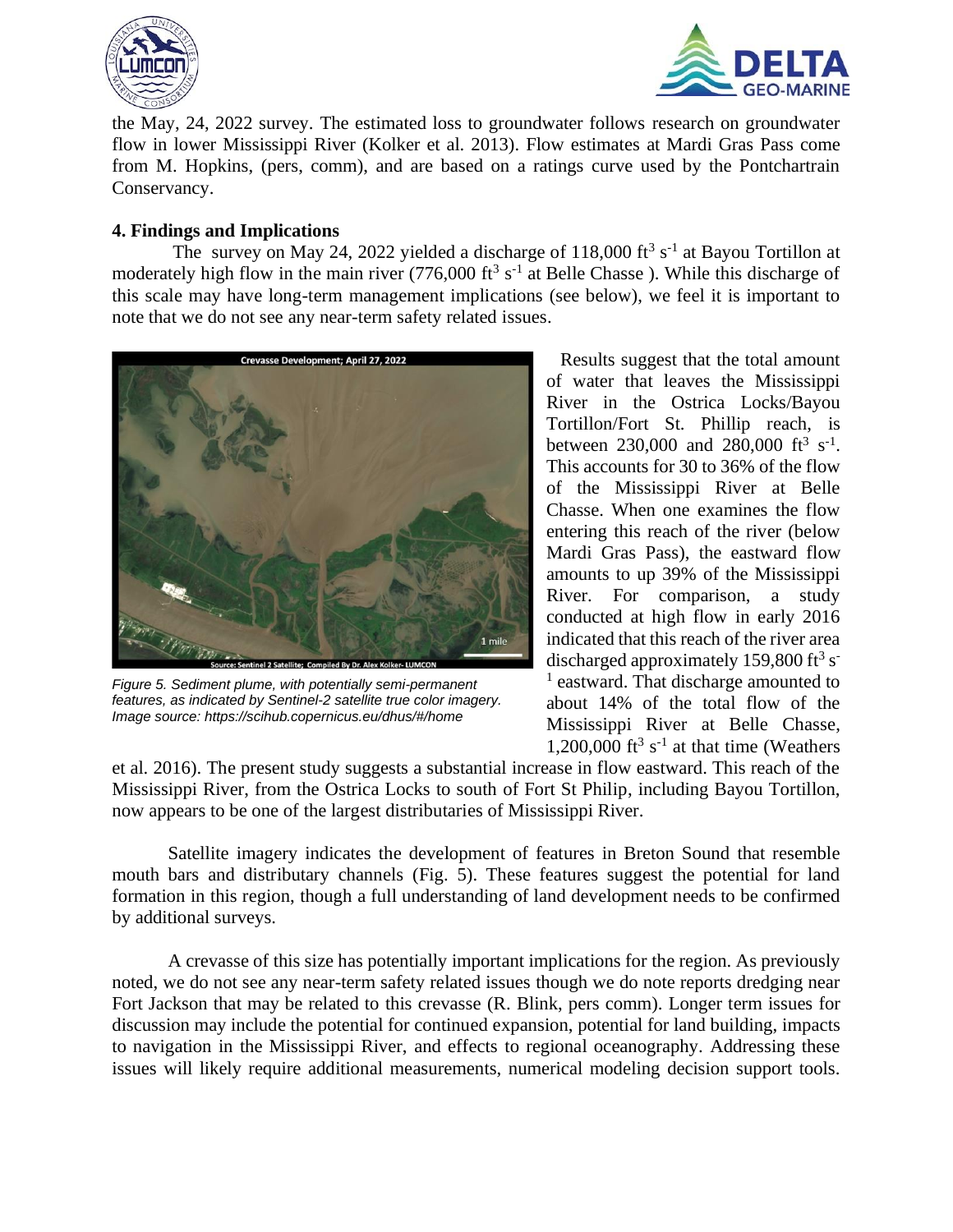the May, 24, 2022 survey. The estimated loss to groundwater follows research on groundwater flow in lower Mississippi River (Kolker et al. 2013). Flow estimates at Mardi Gras Pass come from M. Hopkins, (pers, comm), and are based on a ratings curve used by the Pontchartrain Conservancy.

## 4. Findings and Implications

The survey on May 24, 2022 yielded a discharge of 118,000 $ft^3\ s^{-1}$ at Bayou Tortillon at moderately high flow in the main river (776,000 $ft^3\ s^{-1}$ at Belle Chasse ). While this discharge of this scale may have long-term management implications (see below), we feel it is important to note that we do not see any near-term safety related issues.

*Figure 5. Sediment plume, with potentially semi-permanent features, as indicated by Sentinel-2 satellite true color imagery. Image source: https://scihub.copernicus.eu/dhus/#/home*

Results suggest that the total amount of water that leaves the Mississippi River in the Ostrica Locks/Bayou Tortillon/Fort St. Phillip reach, is between 230,000 and 280,000 $ft^3\ s^{-1}$. This accounts for 30 to 36% of the flow of the Mississippi River at Belle Chasse. When one examines the flow entering this reach of the river (below Mardi Gras Pass), the eastward flow amounts to up 39% of the Mississippi River. For comparison, a study conducted at high flow in early 2016 indicated that this reach of the river area discharged approximately 159,800 $ft^3\ s^{-1}$ eastward. That discharge amounted to about 14% of the total flow of the Mississippi River at Belle Chasse, 1,200,000 $ft^3\ s^{-1}$ at that time (Weathers et al. 2016). The present study suggests a substantial increase in flow eastward. This reach of the Mississippi River, from the Ostrica Locks to south of Fort St Philip, including Bayou Tortillon, now appears to be one of the largest distributaries of Mississippi River.

Satellite imagery indicates the development of features in Breton Sound that resemble mouth bars and distributary channels (Fig. 5). These features suggest the potential for land formation in this region, though a full understanding of land development needs to be confirmed by additional surveys.

A crevasse of this size has potentially important implications for the region. As previously noted, we do not see any near-term safety related issues though we do note reports dredging near Fort Jackson that may be related to this crevasse (R. Blink, pers comm). Longer term issues for discussion may include the potential for continued expansion, potential for land building, impacts to navigation in the Mississippi River, and effects to regional oceanography. Addressing these issues will likely require additional measurements, numerical modeling decision support tools.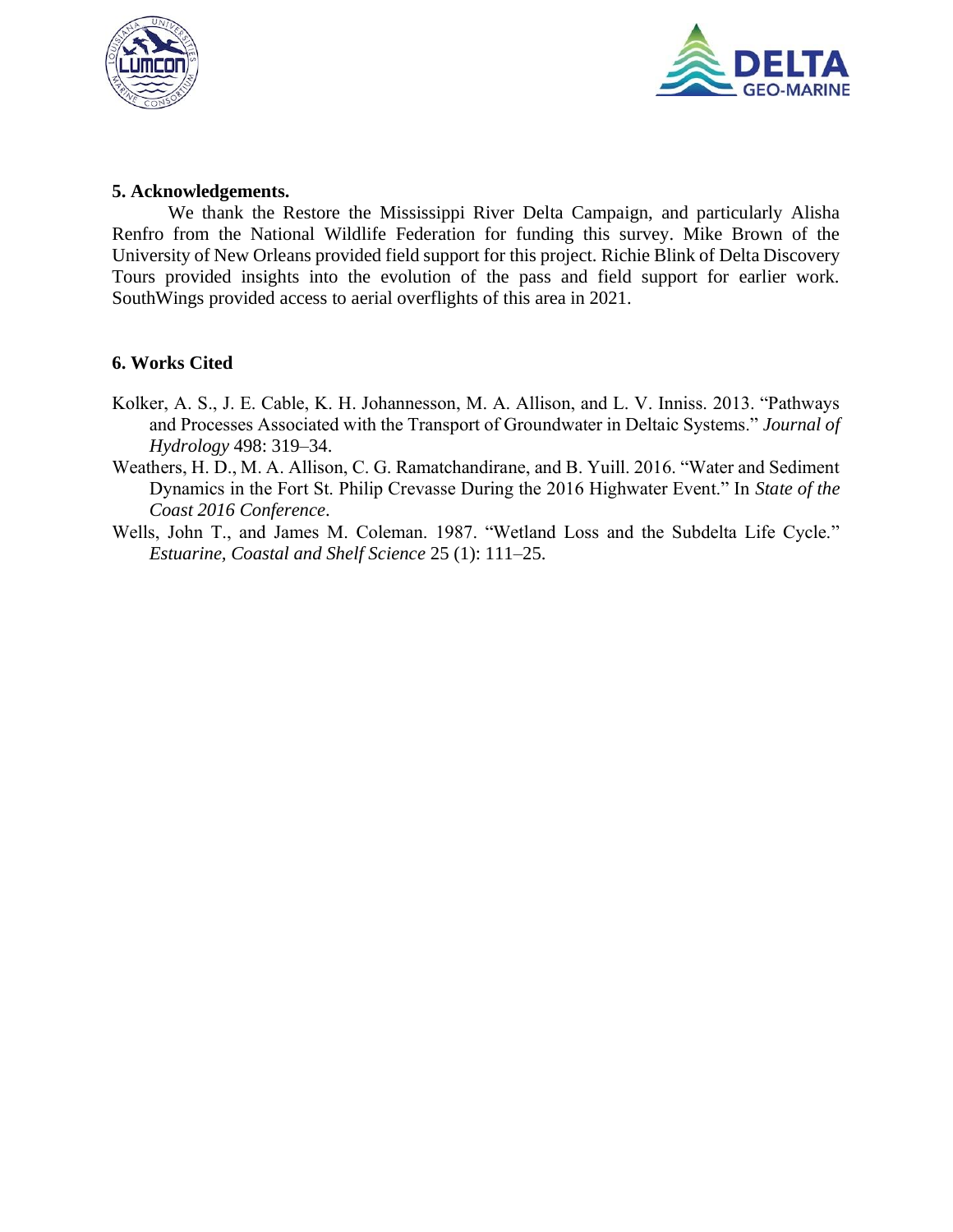## 5. Acknowledgements.

We thank the Restore the Mississippi River Delta Campaign, and particularly Alisha Renfro from the National Wildlife Federation for funding this survey. Mike Brown of the University of New Orleans provided field support for this project. Richie Blink of Delta Discovery Tours provided insights into the evolution of the pass and field support for earlier work. SouthWings provided access to aerial overflights of this area in 2021.

## 6. Works Cited

Kolker, A. S., J. E. Cable, K. H. Johannesson, M. A. Allison, and L. V. Inniss. 2013. "Pathways and Processes Associated with the Transport of Groundwater in Deltaic Systems." *Journal of Hydrology* 498: 319–34.

Weathers, H. D., M. A. Allison, C. G. Ramatchandirane, and B. Yuill. 2016. "Water and Sediment Dynamics in the Fort St. Philip Crevasse During the 2016 Highwater Event." In *State of the Coast 2016 Conference*.

Wells, John T., and James M. Coleman. 1987. "Wetland Loss and the Subdelta Life Cycle." *Estuarine, Coastal and Shelf Science* 25 (1): 111–25.